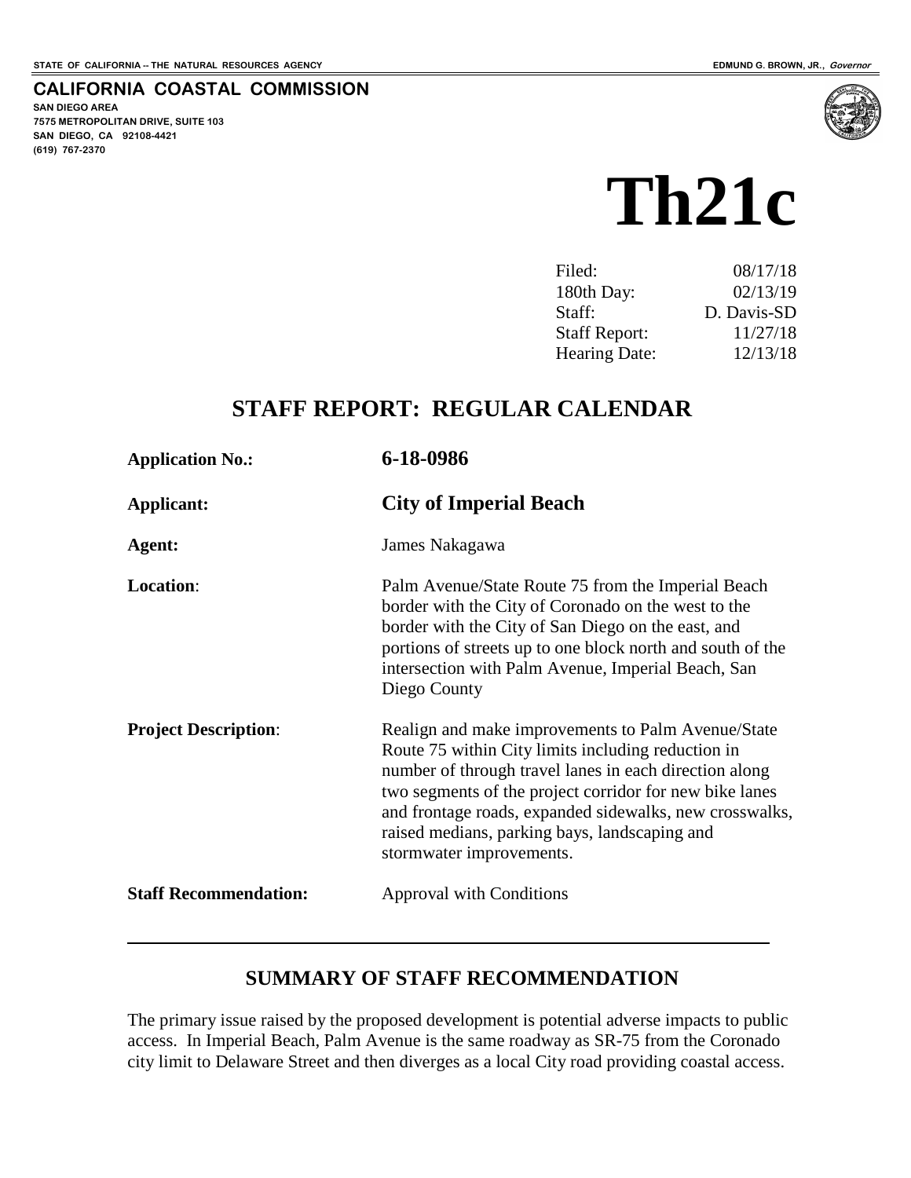STATE OF CALIFORNIA -- THE NATURAL RESOURCES AGENCY

EDMUND G. BROWN, JR., *Governor*

**CALIFORNIA COASTAL COMMISSION**

SAN DIEGO AREA
7575 METROPOLITAN DRIVE, SUITE 103
SAN DIEGO, CA 92108-4421
(619) 767-2370

# Th21c

| | |
|---|---|
| Filed: | 08/17/18 |
| 180th Day: | 02/13/19 |
| Staff: | D. Davis-SD |
| Staff Report: | 11/27/18 |
| Hearing Date: | 12/13/18 |

## STAFF REPORT: REGULAR CALENDAR

| | |
|---|---|
| **Application No.:** | **6-18-0986** |
| **Applicant:** | **City of Imperial Beach** |
| **Agent:** | James Nakagawa |
| **Location**: | Palm Avenue/State Route 75 from the Imperial Beach border with the City of Coronado on the west to the border with the City of San Diego on the east, and portions of streets up to one block north and south of the intersection with Palm Avenue, Imperial Beach, San Diego County |
| **Project Description**: | Realign and make improvements to Palm Avenue/State Route 75 within City limits including reduction in number of through travel lanes in each direction along two segments of the project corridor for new bike lanes and frontage roads, expanded sidewalks, new crosswalks, raised medians, parking bays, landscaping and stormwater improvements. |
| **Staff Recommendation:** | Approval with Conditions |

### SUMMARY OF STAFF RECOMMENDATION

The primary issue raised by the proposed development is potential adverse impacts to public access. In Imperial Beach, Palm Avenue is the same roadway as SR-75 from the Coronado city limit to Delaware Street and then diverges as a local City road providing coastal access.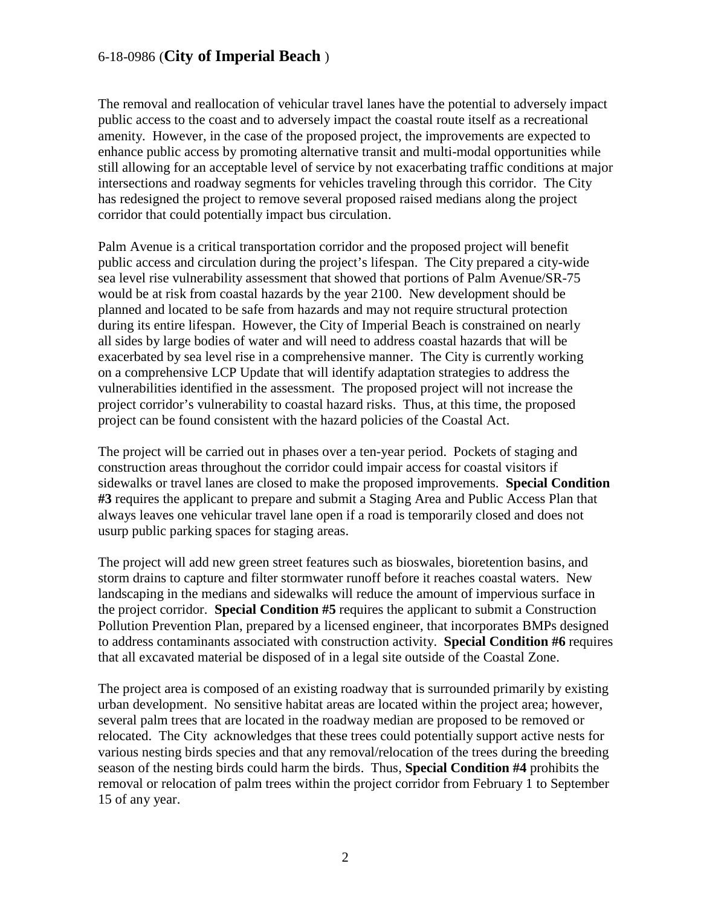The removal and reallocation of vehicular travel lanes have the potential to adversely impact public access to the coast and to adversely impact the coastal route itself as a recreational amenity. However, in the case of the proposed project, the improvements are expected to enhance public access by promoting alternative transit and multi-modal opportunities while still allowing for an acceptable level of service by not exacerbating traffic conditions at major intersections and roadway segments for vehicles traveling through this corridor. The City has redesigned the project to remove several proposed raised medians along the project corridor that could potentially impact bus circulation.

Palm Avenue is a critical transportation corridor and the proposed project will benefit public access and circulation during the project's lifespan. The City prepared a city-wide sea level rise vulnerability assessment that showed that portions of Palm Avenue/SR-75 would be at risk from coastal hazards by the year 2100. New development should be planned and located to be safe from hazards and may not require structural protection during its entire lifespan. However, the City of Imperial Beach is constrained on nearly all sides by large bodies of water and will need to address coastal hazards that will be exacerbated by sea level rise in a comprehensive manner. The City is currently working on a comprehensive LCP Update that will identify adaptation strategies to address the vulnerabilities identified in the assessment. The proposed project will not increase the project corridor's vulnerability to coastal hazard risks. Thus, at this time, the proposed project can be found consistent with the hazard policies of the Coastal Act.

The project will be carried out in phases over a ten-year period. Pockets of staging and construction areas throughout the corridor could impair access for coastal visitors if sidewalks or travel lanes are closed to make the proposed improvements. **Special Condition #3** requires the applicant to prepare and submit a Staging Area and Public Access Plan that always leaves one vehicular travel lane open if a road is temporarily closed and does not usurp public parking spaces for staging areas.

The project will add new green street features such as bioswales, bioretention basins, and storm drains to capture and filter stormwater runoff before it reaches coastal waters. New landscaping in the medians and sidewalks will reduce the amount of impervious surface in the project corridor. **Special Condition #5** requires the applicant to submit a Construction Pollution Prevention Plan, prepared by a licensed engineer, that incorporates BMPs designed to address contaminants associated with construction activity. **Special Condition #6** requires that all excavated material be disposed of in a legal site outside of the Coastal Zone.

The project area is composed of an existing roadway that is surrounded primarily by existing urban development. No sensitive habitat areas are located within the project area; however, several palm trees that are located in the roadway median are proposed to be removed or relocated. The City acknowledges that these trees could potentially support active nests for various nesting birds species and that any removal/relocation of the trees during the breeding season of the nesting birds could harm the birds. Thus, **Special Condition #4** prohibits the removal or relocation of palm trees within the project corridor from February 1 to September 15 of any year.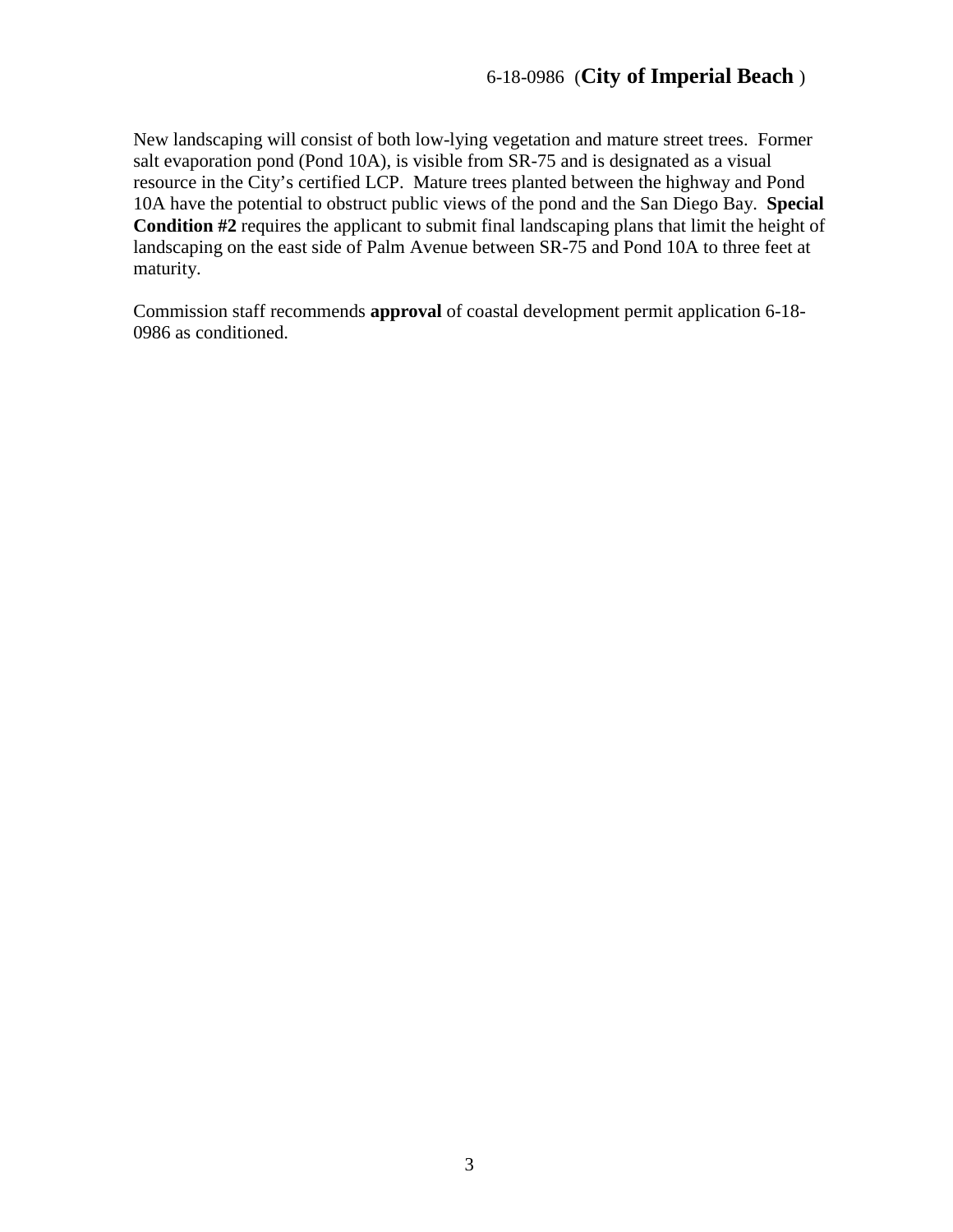New landscaping will consist of both low-lying vegetation and mature street trees. Former salt evaporation pond (Pond 10A), is visible from SR-75 and is designated as a visual resource in the City's certified LCP. Mature trees planted between the highway and Pond 10A have the potential to obstruct public views of the pond and the San Diego Bay. **Special Condition #2** requires the applicant to submit final landscaping plans that limit the height of landscaping on the east side of Palm Avenue between SR-75 and Pond 10A to three feet at maturity.

Commission staff recommends **approval** of coastal development permit application 6-18-0986 as conditioned.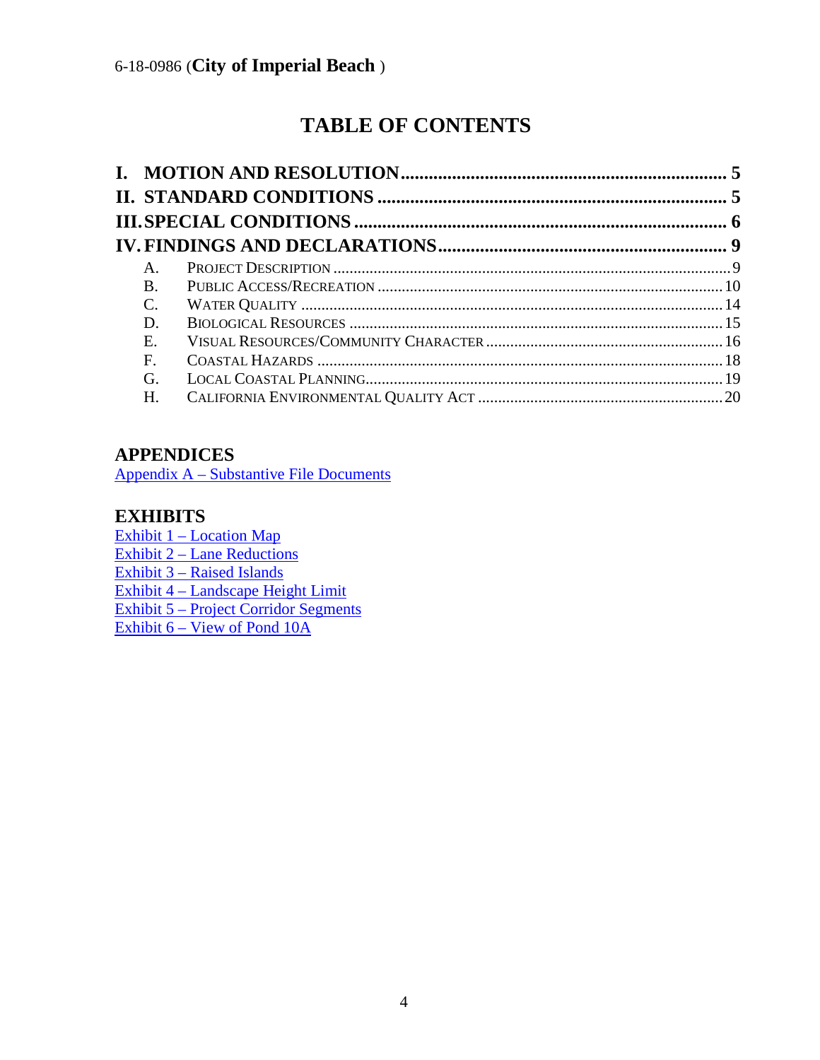# TABLE OF CONTENTS

**I. MOTION AND RESOLUTION** ..................................................................... 5

**II. STANDARD CONDITIONS** ..................................................................... 5

**III. SPECIAL CONDITIONS** ........................................................................ 6

**IV. FINDINGS AND DECLARATIONS** ........................................................ 9

- A. Project Description ........................................................................ 9
- B. Public Access/Recreation ............................................................... 10
- C. Water Quality ................................................................................. 14
- D. Biological Resources ...................................................................... 15
- E. Visual Resources/Community Character ........................................ 16
- F. Coastal Hazards ............................................................................. 18
- G. Local Coastal Planning ................................................................... 19
- H. California Environmental Quality Act ............................................ 20

## APPENDICES

Appendix A – Substantive File Documents

## EXHIBITS

Exhibit 1 – Location Map
Exhibit 2 – Lane Reductions
Exhibit 3 – Raised Islands
Exhibit 4 – Landscape Height Limit
Exhibit 5 – Project Corridor Segments
Exhibit 6 – View of Pond 10A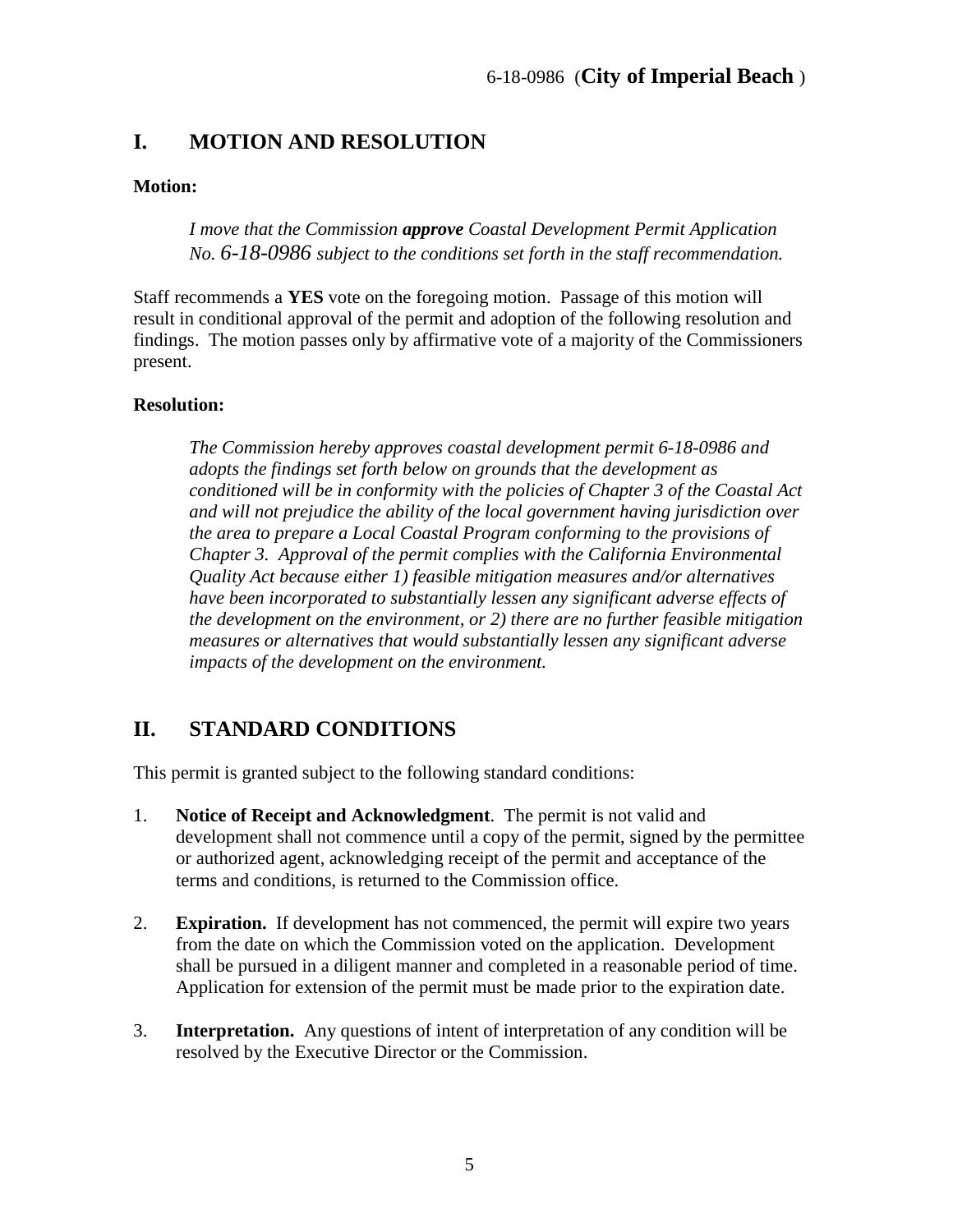## I. MOTION AND RESOLUTION

**Motion:**

*I move that the Commission **approve** Coastal Development Permit Application No. 6-18-0986 subject to the conditions set forth in the staff recommendation.*

Staff recommends a **YES** vote on the foregoing motion. Passage of this motion will result in conditional approval of the permit and adoption of the following resolution and findings. The motion passes only by affirmative vote of a majority of the Commissioners present.

**Resolution:**

*The Commission hereby approves coastal development permit 6-18-0986 and adopts the findings set forth below on grounds that the development as conditioned will be in conformity with the policies of Chapter 3 of the Coastal Act and will not prejudice the ability of the local government having jurisdiction over the area to prepare a Local Coastal Program conforming to the provisions of Chapter 3. Approval of the permit complies with the California Environmental Quality Act because either 1) feasible mitigation measures and/or alternatives have been incorporated to substantially lessen any significant adverse effects of the development on the environment, or 2) there are no further feasible mitigation measures or alternatives that would substantially lessen any significant adverse impacts of the development on the environment.*

## II. STANDARD CONDITIONS

This permit is granted subject to the following standard conditions:

1. **Notice of Receipt and Acknowledgment**. The permit is not valid and development shall not commence until a copy of the permit, signed by the permittee or authorized agent, acknowledging receipt of the permit and acceptance of the terms and conditions, is returned to the Commission office.

2. **Expiration.** If development has not commenced, the permit will expire two years from the date on which the Commission voted on the application. Development shall be pursued in a diligent manner and completed in a reasonable period of time. Application for extension of the permit must be made prior to the expiration date.

3. **Interpretation.** Any questions of intent of interpretation of any condition will be resolved by the Executive Director or the Commission.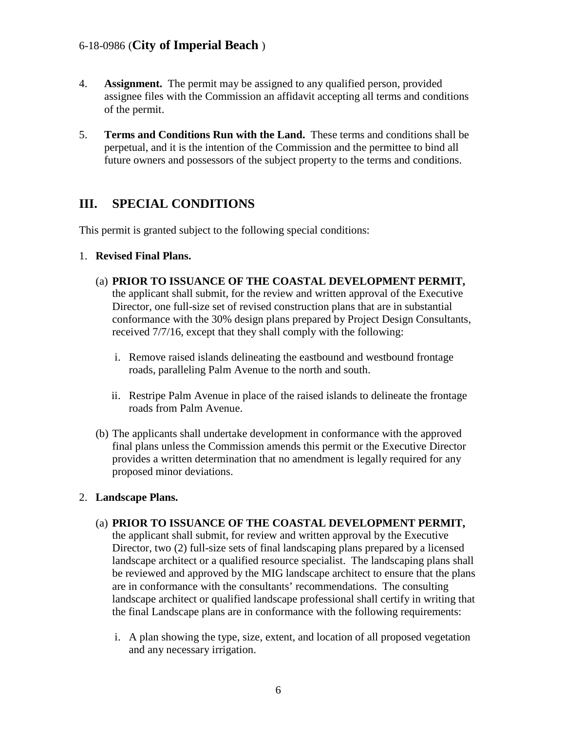4. **Assignment.** The permit may be assigned to any qualified person, provided assignee files with the Commission an affidavit accepting all terms and conditions of the permit.

5. **Terms and Conditions Run with the Land.** These terms and conditions shall be perpetual, and it is the intention of the Commission and the permittee to bind all future owners and possessors of the subject property to the terms and conditions.

## III. SPECIAL CONDITIONS

This permit is granted subject to the following special conditions:

1. **Revised Final Plans.**

   (a) **PRIOR TO ISSUANCE OF THE COASTAL DEVELOPMENT PERMIT,** the applicant shall submit, for the review and written approval of the Executive Director, one full-size set of revised construction plans that are in substantial conformance with the 30% design plans prepared by Project Design Consultants, received 7/7/16, except that they shall comply with the following:

   i. Remove raised islands delineating the eastbound and westbound frontage roads, paralleling Palm Avenue to the north and south.

   ii. Restripe Palm Avenue in place of the raised islands to delineate the frontage roads from Palm Avenue.

   (b) The applicants shall undertake development in conformance with the approved final plans unless the Commission amends this permit or the Executive Director provides a written determination that no amendment is legally required for any proposed minor deviations.

2. **Landscape Plans.**

   (a) **PRIOR TO ISSUANCE OF THE COASTAL DEVELOPMENT PERMIT,** the applicant shall submit, for review and written approval by the Executive Director, two (2) full-size sets of final landscaping plans prepared by a licensed landscape architect or a qualified resource specialist. The landscaping plans shall be reviewed and approved by the MIG landscape architect to ensure that the plans are in conformance with the consultants' recommendations. The consulting landscape architect or qualified landscape professional shall certify in writing that the final Landscape plans are in conformance with the following requirements:

   i. A plan showing the type, size, extent, and location of all proposed vegetation and any necessary irrigation.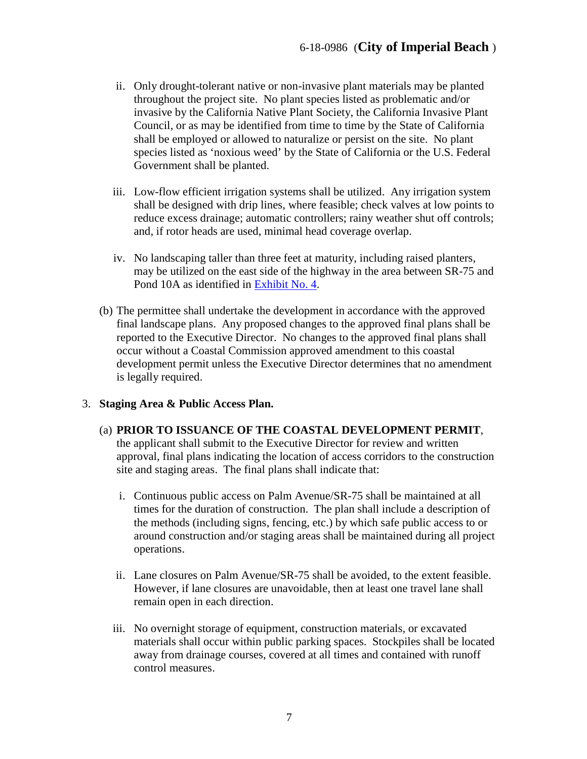ii. Only drought-tolerant native or non-invasive plant materials may be planted throughout the project site. No plant species listed as problematic and/or invasive by the California Native Plant Society, the California Invasive Plant Council, or as may be identified from time to time by the State of California shall be employed or allowed to naturalize or persist on the site. No plant species listed as 'noxious weed' by the State of California or the U.S. Federal Government shall be planted.

iii. Low-flow efficient irrigation systems shall be utilized. Any irrigation system shall be designed with drip lines, where feasible; check valves at low points to reduce excess drainage; automatic controllers; rainy weather shut off controls; and, if rotor heads are used, minimal head coverage overlap.

iv. No landscaping taller than three feet at maturity, including raised planters, may be utilized on the east side of the highway in the area between SR-75 and Pond 10A as identified in Exhibit No. 4.

(b) The permittee shall undertake the development in accordance with the approved final landscape plans. Any proposed changes to the approved final plans shall be reported to the Executive Director. No changes to the approved final plans shall occur without a Coastal Commission approved amendment to this coastal development permit unless the Executive Director determines that no amendment is legally required.

3. **Staging Area & Public Access Plan.**

(a) **PRIOR TO ISSUANCE OF THE COASTAL DEVELOPMENT PERMIT**, the applicant shall submit to the Executive Director for review and written approval, final plans indicating the location of access corridors to the construction site and staging areas. The final plans shall indicate that:

i. Continuous public access on Palm Avenue/SR-75 shall be maintained at all times for the duration of construction. The plan shall include a description of the methods (including signs, fencing, etc.) by which safe public access to or around construction and/or staging areas shall be maintained during all project operations.

ii. Lane closures on Palm Avenue/SR-75 shall be avoided, to the extent feasible. However, if lane closures are unavoidable, then at least one travel lane shall remain open in each direction.

iii. No overnight storage of equipment, construction materials, or excavated materials shall occur within public parking spaces. Stockpiles shall be located away from drainage courses, covered at all times and contained with runoff control measures.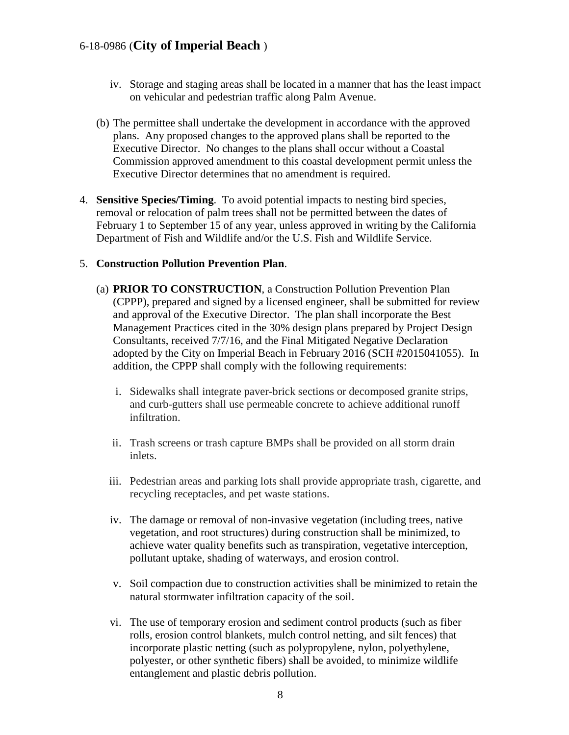iv. Storage and staging areas shall be located in a manner that has the least impact on vehicular and pedestrian traffic along Palm Avenue.

(b) The permittee shall undertake the development in accordance with the approved plans. Any proposed changes to the approved plans shall be reported to the Executive Director. No changes to the plans shall occur without a Coastal Commission approved amendment to this coastal development permit unless the Executive Director determines that no amendment is required.

4. **Sensitive Species/Timing**. To avoid potential impacts to nesting bird species, removal or relocation of palm trees shall not be permitted between the dates of February 1 to September 15 of any year, unless approved in writing by the California Department of Fish and Wildlife and/or the U.S. Fish and Wildlife Service.

5. **Construction Pollution Prevention Plan**.

   (a) **PRIOR TO CONSTRUCTION**, a Construction Pollution Prevention Plan (CPPP), prepared and signed by a licensed engineer, shall be submitted for review and approval of the Executive Director. The plan shall incorporate the Best Management Practices cited in the 30% design plans prepared by Project Design Consultants, received 7/7/16, and the Final Mitigated Negative Declaration adopted by the City on Imperial Beach in February 2016 (SCH #2015041055). In addition, the CPPP shall comply with the following requirements:

   i. Sidewalks shall integrate paver-brick sections or decomposed granite strips, and curb-gutters shall use permeable concrete to achieve additional runoff infiltration.

   ii. Trash screens or trash capture BMPs shall be provided on all storm drain inlets.

   iii. Pedestrian areas and parking lots shall provide appropriate trash, cigarette, and recycling receptacles, and pet waste stations.

   iv. The damage or removal of non-invasive vegetation (including trees, native vegetation, and root structures) during construction shall be minimized, to achieve water quality benefits such as transpiration, vegetative interception, pollutant uptake, shading of waterways, and erosion control.

   v. Soil compaction due to construction activities shall be minimized to retain the natural stormwater infiltration capacity of the soil.

   vi. The use of temporary erosion and sediment control products (such as fiber rolls, erosion control blankets, mulch control netting, and silt fences) that incorporate plastic netting (such as polypropylene, nylon, polyethylene, polyester, or other synthetic fibers) shall be avoided, to minimize wildlife entanglement and plastic debris pollution.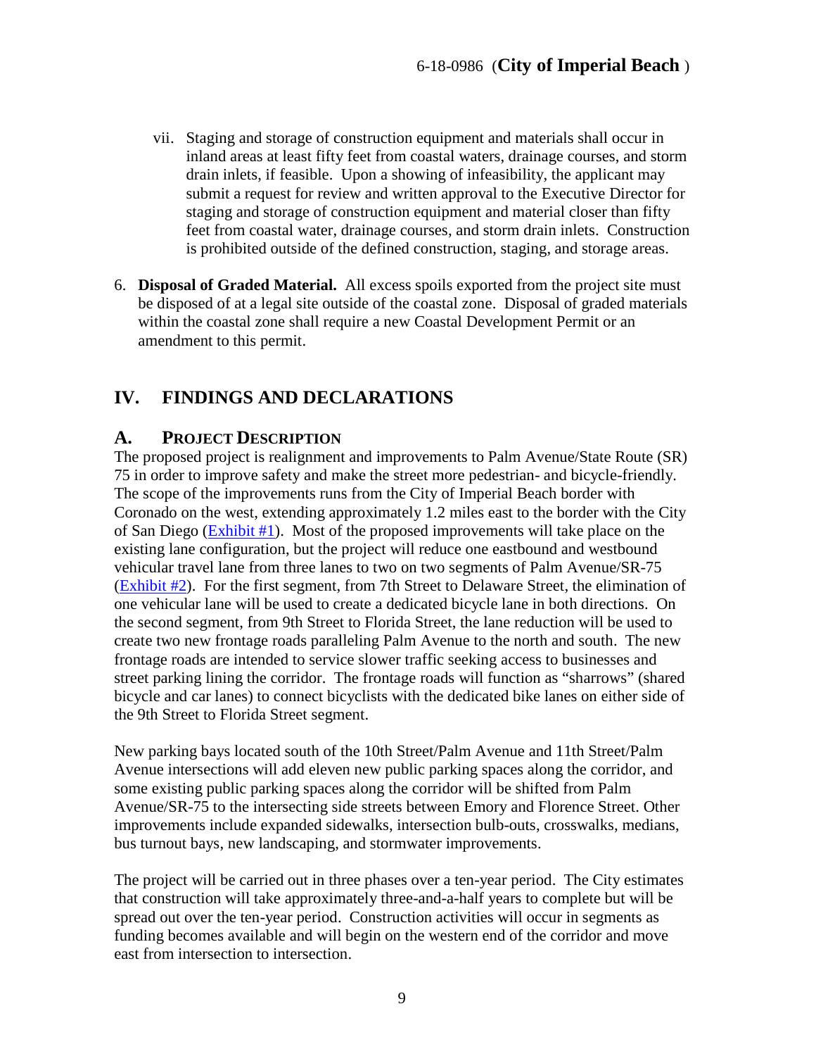vii. Staging and storage of construction equipment and materials shall occur in inland areas at least fifty feet from coastal waters, drainage courses, and storm drain inlets, if feasible. Upon a showing of infeasibility, the applicant may submit a request for review and written approval to the Executive Director for staging and storage of construction equipment and material closer than fifty feet from coastal water, drainage courses, and storm drain inlets. Construction is prohibited outside of the defined construction, staging, and storage areas.

6. **Disposal of Graded Material.** All excess spoils exported from the project site must be disposed of at a legal site outside of the coastal zone. Disposal of graded materials within the coastal zone shall require a new Coastal Development Permit or an amendment to this permit.

## IV. FINDINGS AND DECLARATIONS

### A. PROJECT DESCRIPTION

The proposed project is realignment and improvements to Palm Avenue/State Route (SR) 75 in order to improve safety and make the street more pedestrian- and bicycle-friendly. The scope of the improvements runs from the City of Imperial Beach border with Coronado on the west, extending approximately 1.2 miles east to the border with the City of San Diego (Exhibit #1). Most of the proposed improvements will take place on the existing lane configuration, but the project will reduce one eastbound and westbound vehicular travel lane from three lanes to two on two segments of Palm Avenue/SR-75 (Exhibit #2). For the first segment, from 7th Street to Delaware Street, the elimination of one vehicular lane will be used to create a dedicated bicycle lane in both directions. On the second segment, from 9th Street to Florida Street, the lane reduction will be used to create two new frontage roads paralleling Palm Avenue to the north and south. The new frontage roads are intended to service slower traffic seeking access to businesses and street parking lining the corridor. The frontage roads will function as "sharrows" (shared bicycle and car lanes) to connect bicyclists with the dedicated bike lanes on either side of the 9th Street to Florida Street segment.

New parking bays located south of the 10th Street/Palm Avenue and 11th Street/Palm Avenue intersections will add eleven new public parking spaces along the corridor, and some existing public parking spaces along the corridor will be shifted from Palm Avenue/SR-75 to the intersecting side streets between Emory and Florence Street. Other improvements include expanded sidewalks, intersection bulb-outs, crosswalks, medians, bus turnout bays, new landscaping, and stormwater improvements.

The project will be carried out in three phases over a ten-year period. The City estimates that construction will take approximately three-and-a-half years to complete but will be spread out over the ten-year period. Construction activities will occur in segments as funding becomes available and will begin on the western end of the corridor and move east from intersection to intersection.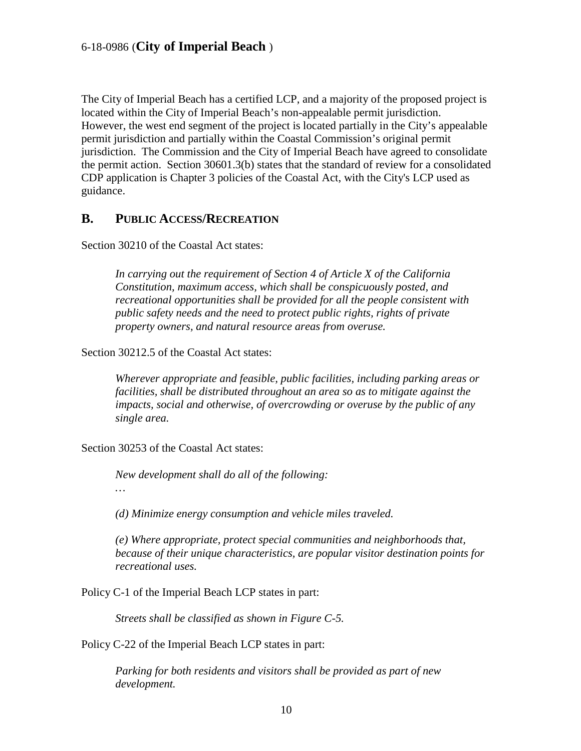The City of Imperial Beach has a certified LCP, and a majority of the proposed project is located within the City of Imperial Beach's non-appealable permit jurisdiction. However, the west end segment of the project is located partially in the City's appealable permit jurisdiction and partially within the Coastal Commission's original permit jurisdiction. The Commission and the City of Imperial Beach have agreed to consolidate the permit action. Section 30601.3(b) states that the standard of review for a consolidated CDP application is Chapter 3 policies of the Coastal Act, with the City's LCP used as guidance.

## B. PUBLIC ACCESS/RECREATION

Section 30210 of the Coastal Act states:

> *In carrying out the requirement of Section 4 of Article X of the California Constitution, maximum access, which shall be conspicuously posted, and recreational opportunities shall be provided for all the people consistent with public safety needs and the need to protect public rights, rights of private property owners, and natural resource areas from overuse.*

Section 30212.5 of the Coastal Act states:

> *Wherever appropriate and feasible, public facilities, including parking areas or facilities, shall be distributed throughout an area so as to mitigate against the impacts, social and otherwise, of overcrowding or overuse by the public of any single area.*

Section 30253 of the Coastal Act states:

> *New development shall do all of the following:*
>
> …
>
> *(d) Minimize energy consumption and vehicle miles traveled.*
>
> *(e) Where appropriate, protect special communities and neighborhoods that, because of their unique characteristics, are popular visitor destination points for recreational uses.*

Policy C-1 of the Imperial Beach LCP states in part:

> *Streets shall be classified as shown in Figure C-5.*

Policy C-22 of the Imperial Beach LCP states in part:

> *Parking for both residents and visitors shall be provided as part of new development.*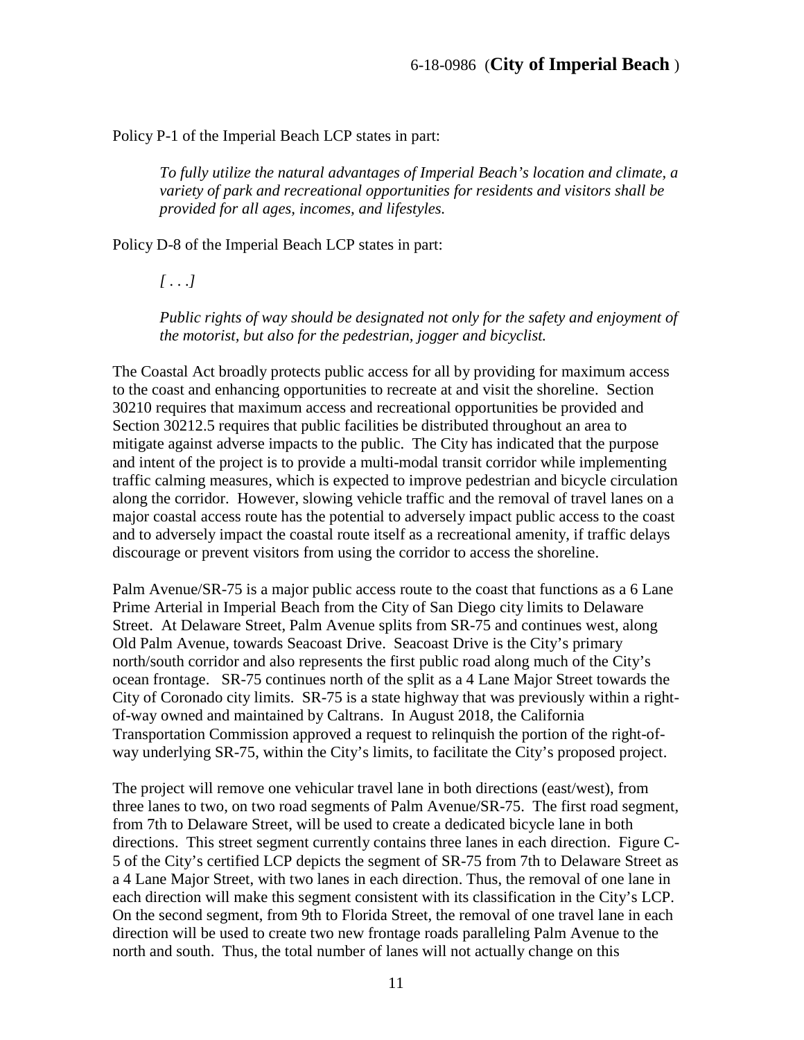Policy P-1 of the Imperial Beach LCP states in part:

> *To fully utilize the natural advantages of Imperial Beach's location and climate, a variety of park and recreational opportunities for residents and visitors shall be provided for all ages, incomes, and lifestyles.*

Policy D-8 of the Imperial Beach LCP states in part:

> *[ . . .]*
>
> *Public rights of way should be designated not only for the safety and enjoyment of the motorist, but also for the pedestrian, jogger and bicyclist.*

The Coastal Act broadly protects public access for all by providing for maximum access to the coast and enhancing opportunities to recreate at and visit the shoreline. Section 30210 requires that maximum access and recreational opportunities be provided and Section 30212.5 requires that public facilities be distributed throughout an area to mitigate against adverse impacts to the public. The City has indicated that the purpose and intent of the project is to provide a multi-modal transit corridor while implementing traffic calming measures, which is expected to improve pedestrian and bicycle circulation along the corridor. However, slowing vehicle traffic and the removal of travel lanes on a major coastal access route has the potential to adversely impact public access to the coast and to adversely impact the coastal route itself as a recreational amenity, if traffic delays discourage or prevent visitors from using the corridor to access the shoreline.

Palm Avenue/SR-75 is a major public access route to the coast that functions as a 6 Lane Prime Arterial in Imperial Beach from the City of San Diego city limits to Delaware Street. At Delaware Street, Palm Avenue splits from SR-75 and continues west, along Old Palm Avenue, towards Seacoast Drive. Seacoast Drive is the City's primary north/south corridor and also represents the first public road along much of the City's ocean frontage. SR-75 continues north of the split as a 4 Lane Major Street towards the City of Coronado city limits. SR-75 is a state highway that was previously within a right-of-way owned and maintained by Caltrans. In August 2018, the California Transportation Commission approved a request to relinquish the portion of the right-of-way underlying SR-75, within the City's limits, to facilitate the City's proposed project.

The project will remove one vehicular travel lane in both directions (east/west), from three lanes to two, on two road segments of Palm Avenue/SR-75. The first road segment, from 7th to Delaware Street, will be used to create a dedicated bicycle lane in both directions. This street segment currently contains three lanes in each direction. Figure C-5 of the City's certified LCP depicts the segment of SR-75 from 7th to Delaware Street as a 4 Lane Major Street, with two lanes in each direction. Thus, the removal of one lane in each direction will make this segment consistent with its classification in the City's LCP. On the second segment, from 9th to Florida Street, the removal of one travel lane in each direction will be used to create two new frontage roads paralleling Palm Avenue to the north and south. Thus, the total number of lanes will not actually change on this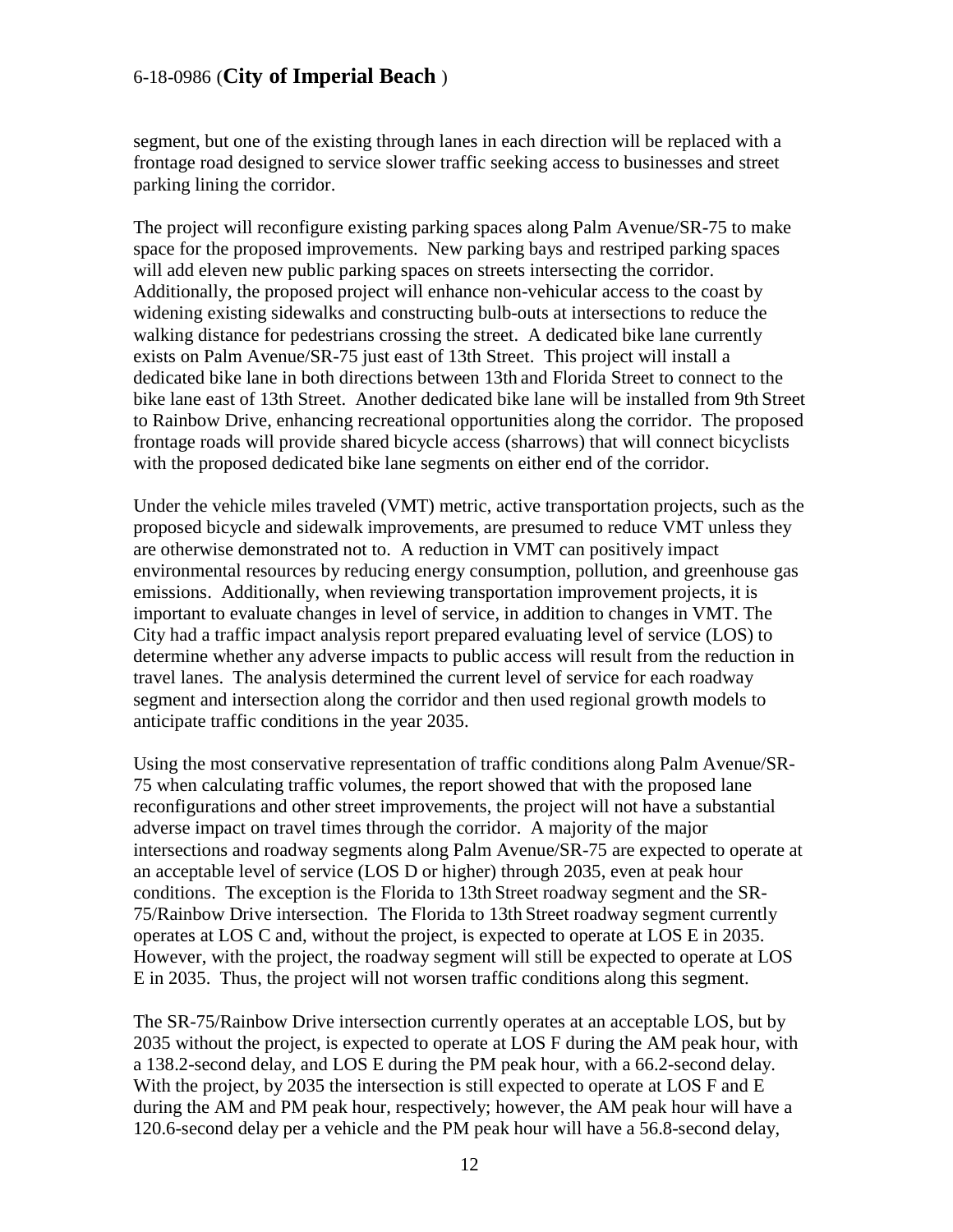segment, but one of the existing through lanes in each direction will be replaced with a frontage road designed to service slower traffic seeking access to businesses and street parking lining the corridor.

The project will reconfigure existing parking spaces along Palm Avenue/SR-75 to make space for the proposed improvements. New parking bays and restriped parking spaces will add eleven new public parking spaces on streets intersecting the corridor. Additionally, the proposed project will enhance non-vehicular access to the coast by widening existing sidewalks and constructing bulb-outs at intersections to reduce the walking distance for pedestrians crossing the street. A dedicated bike lane currently exists on Palm Avenue/SR-75 just east of 13th Street. This project will install a dedicated bike lane in both directions between 13th and Florida Street to connect to the bike lane east of 13th Street. Another dedicated bike lane will be installed from 9th Street to Rainbow Drive, enhancing recreational opportunities along the corridor. The proposed frontage roads will provide shared bicycle access (sharrows) that will connect bicyclists with the proposed dedicated bike lane segments on either end of the corridor.

Under the vehicle miles traveled (VMT) metric, active transportation projects, such as the proposed bicycle and sidewalk improvements, are presumed to reduce VMT unless they are otherwise demonstrated not to. A reduction in VMT can positively impact environmental resources by reducing energy consumption, pollution, and greenhouse gas emissions. Additionally, when reviewing transportation improvement projects, it is important to evaluate changes in level of service, in addition to changes in VMT. The City had a traffic impact analysis report prepared evaluating level of service (LOS) to determine whether any adverse impacts to public access will result from the reduction in travel lanes. The analysis determined the current level of service for each roadway segment and intersection along the corridor and then used regional growth models to anticipate traffic conditions in the year 2035.

Using the most conservative representation of traffic conditions along Palm Avenue/SR-75 when calculating traffic volumes, the report showed that with the proposed lane reconfigurations and other street improvements, the project will not have a substantial adverse impact on travel times through the corridor. A majority of the major intersections and roadway segments along Palm Avenue/SR-75 are expected to operate at an acceptable level of service (LOS D or higher) through 2035, even at peak hour conditions. The exception is the Florida to 13th Street roadway segment and the SR-75/Rainbow Drive intersection. The Florida to 13th Street roadway segment currently operates at LOS C and, without the project, is expected to operate at LOS E in 2035. However, with the project, the roadway segment will still be expected to operate at LOS E in 2035. Thus, the project will not worsen traffic conditions along this segment.

The SR-75/Rainbow Drive intersection currently operates at an acceptable LOS, but by 2035 without the project, is expected to operate at LOS F during the AM peak hour, with a 138.2-second delay, and LOS E during the PM peak hour, with a 66.2-second delay. With the project, by 2035 the intersection is still expected to operate at LOS F and E during the AM and PM peak hour, respectively; however, the AM peak hour will have a 120.6-second delay per a vehicle and the PM peak hour will have a 56.8-second delay,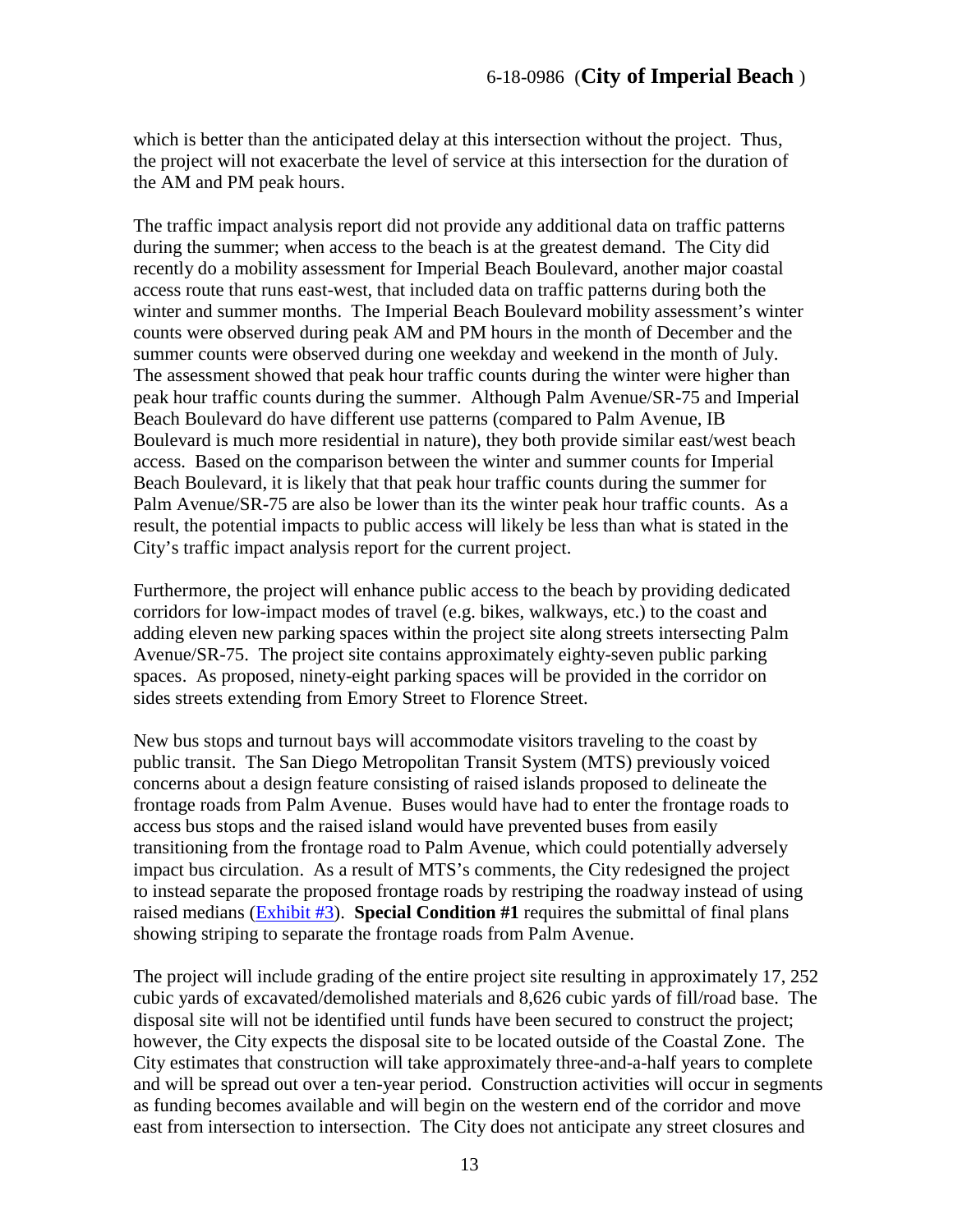which is better than the anticipated delay at this intersection without the project. Thus, the project will not exacerbate the level of service at this intersection for the duration of the AM and PM peak hours.

The traffic impact analysis report did not provide any additional data on traffic patterns during the summer; when access to the beach is at the greatest demand. The City did recently do a mobility assessment for Imperial Beach Boulevard, another major coastal access route that runs east-west, that included data on traffic patterns during both the winter and summer months. The Imperial Beach Boulevard mobility assessment's winter counts were observed during peak AM and PM hours in the month of December and the summer counts were observed during one weekday and weekend in the month of July. The assessment showed that peak hour traffic counts during the winter were higher than peak hour traffic counts during the summer. Although Palm Avenue/SR-75 and Imperial Beach Boulevard do have different use patterns (compared to Palm Avenue, IB Boulevard is much more residential in nature), they both provide similar east/west beach access. Based on the comparison between the winter and summer counts for Imperial Beach Boulevard, it is likely that that peak hour traffic counts during the summer for Palm Avenue/SR-75 are also be lower than its the winter peak hour traffic counts. As a result, the potential impacts to public access will likely be less than what is stated in the City's traffic impact analysis report for the current project.

Furthermore, the project will enhance public access to the beach by providing dedicated corridors for low-impact modes of travel (e.g. bikes, walkways, etc.) to the coast and adding eleven new parking spaces within the project site along streets intersecting Palm Avenue/SR-75. The project site contains approximately eighty-seven public parking spaces. As proposed, ninety-eight parking spaces will be provided in the corridor on sides streets extending from Emory Street to Florence Street.

New bus stops and turnout bays will accommodate visitors traveling to the coast by public transit. The San Diego Metropolitan Transit System (MTS) previously voiced concerns about a design feature consisting of raised islands proposed to delineate the frontage roads from Palm Avenue. Buses would have had to enter the frontage roads to access bus stops and the raised island would have prevented buses from easily transitioning from the frontage road to Palm Avenue, which could potentially adversely impact bus circulation. As a result of MTS's comments, the City redesigned the project to instead separate the proposed frontage roads by restriping the roadway instead of using raised medians (Exhibit #3). **Special Condition #1** requires the submittal of final plans showing striping to separate the frontage roads from Palm Avenue.

The project will include grading of the entire project site resulting in approximately 17, 252 cubic yards of excavated/demolished materials and 8,626 cubic yards of fill/road base. The disposal site will not be identified until funds have been secured to construct the project; however, the City expects the disposal site to be located outside of the Coastal Zone. The City estimates that construction will take approximately three-and-a-half years to complete and will be spread out over a ten-year period. Construction activities will occur in segments as funding becomes available and will begin on the western end of the corridor and move east from intersection to intersection. The City does not anticipate any street closures and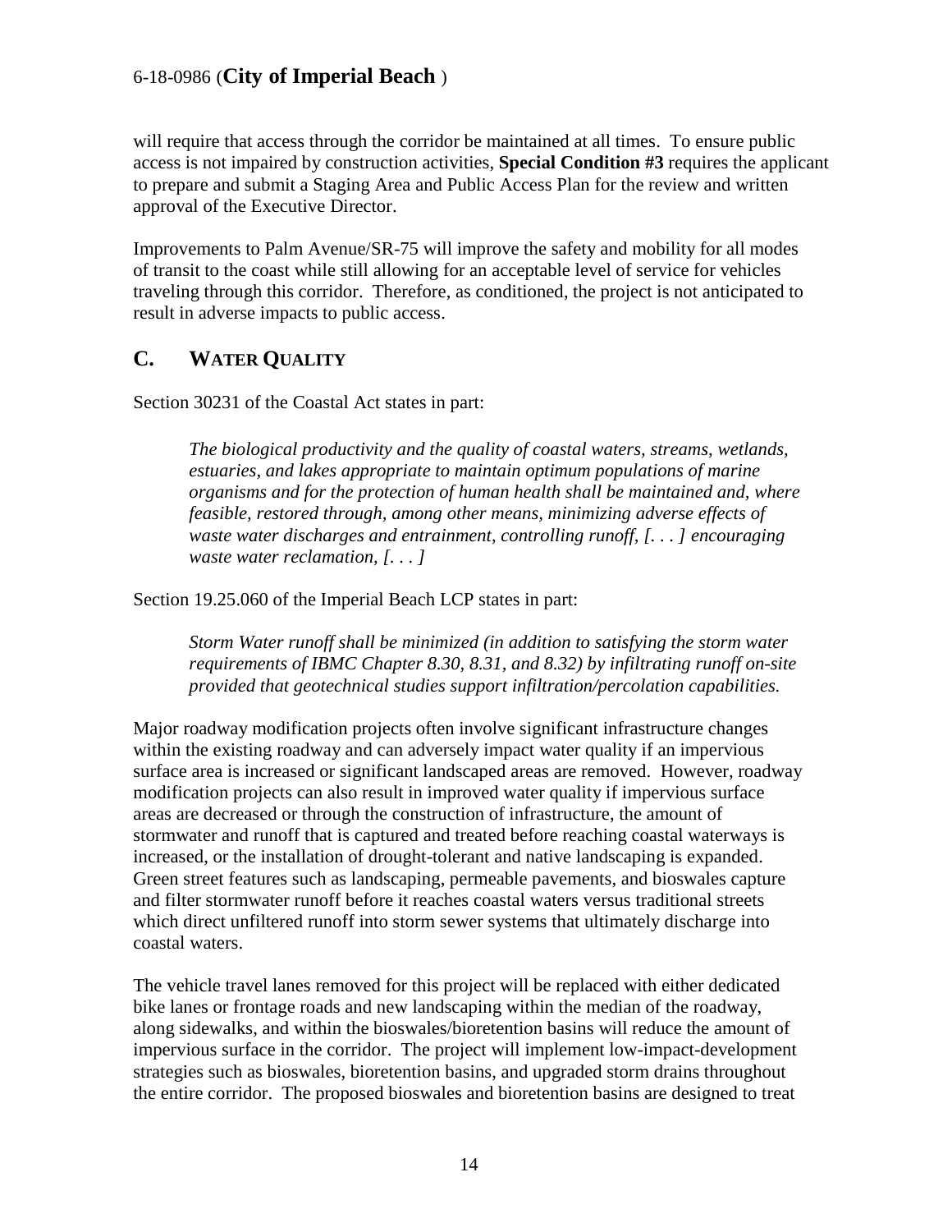will require that access through the corridor be maintained at all times. To ensure public access is not impaired by construction activities, **Special Condition #3** requires the applicant to prepare and submit a Staging Area and Public Access Plan for the review and written approval of the Executive Director.

Improvements to Palm Avenue/SR-75 will improve the safety and mobility for all modes of transit to the coast while still allowing for an acceptable level of service for vehicles traveling through this corridor. Therefore, as conditioned, the project is not anticipated to result in adverse impacts to public access.

## C. WATER QUALITY

Section 30231 of the Coastal Act states in part:

> *The biological productivity and the quality of coastal waters, streams, wetlands, estuaries, and lakes appropriate to maintain optimum populations of marine organisms and for the protection of human health shall be maintained and, where feasible, restored through, among other means, minimizing adverse effects of waste water discharges and entrainment, controlling runoff, [. . . ] encouraging waste water reclamation, [. . . ]*

Section 19.25.060 of the Imperial Beach LCP states in part:

> *Storm Water runoff shall be minimized (in addition to satisfying the storm water requirements of IBMC Chapter 8.30, 8.31, and 8.32) by infiltrating runoff on-site provided that geotechnical studies support infiltration/percolation capabilities.*

Major roadway modification projects often involve significant infrastructure changes within the existing roadway and can adversely impact water quality if an impervious surface area is increased or significant landscaped areas are removed. However, roadway modification projects can also result in improved water quality if impervious surface areas are decreased or through the construction of infrastructure, the amount of stormwater and runoff that is captured and treated before reaching coastal waterways is increased, or the installation of drought-tolerant and native landscaping is expanded. Green street features such as landscaping, permeable pavements, and bioswales capture and filter stormwater runoff before it reaches coastal waters versus traditional streets which direct unfiltered runoff into storm sewer systems that ultimately discharge into coastal waters.

The vehicle travel lanes removed for this project will be replaced with either dedicated bike lanes or frontage roads and new landscaping within the median of the roadway, along sidewalks, and within the bioswales/bioretention basins will reduce the amount of impervious surface in the corridor. The project will implement low-impact-development strategies such as bioswales, bioretention basins, and upgraded storm drains throughout the entire corridor. The proposed bioswales and bioretention basins are designed to treat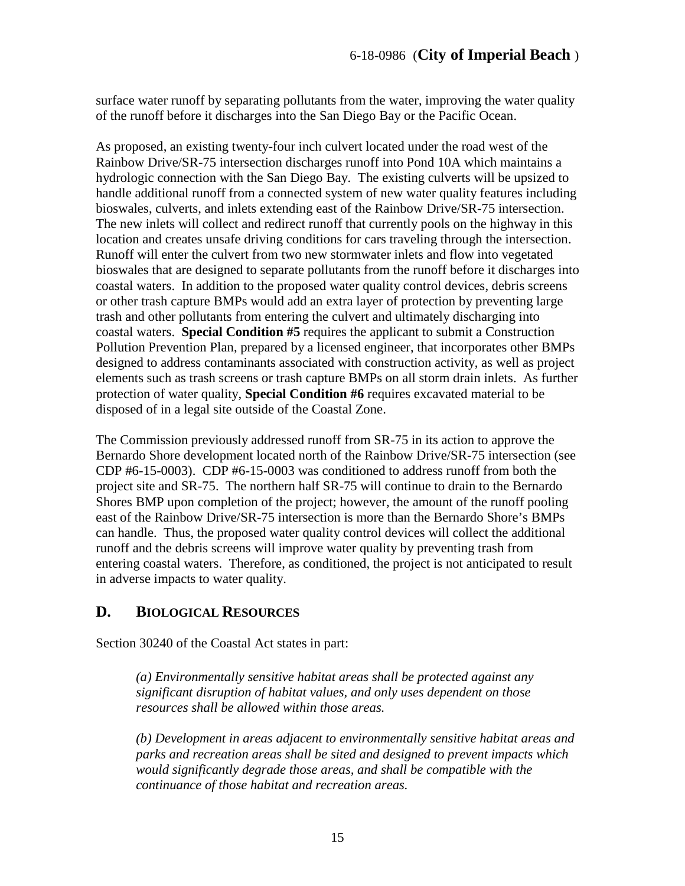surface water runoff by separating pollutants from the water, improving the water quality of the runoff before it discharges into the San Diego Bay or the Pacific Ocean.

As proposed, an existing twenty-four inch culvert located under the road west of the Rainbow Drive/SR-75 intersection discharges runoff into Pond 10A which maintains a hydrologic connection with the San Diego Bay. The existing culverts will be upsized to handle additional runoff from a connected system of new water quality features including bioswales, culverts, and inlets extending east of the Rainbow Drive/SR-75 intersection. The new inlets will collect and redirect runoff that currently pools on the highway in this location and creates unsafe driving conditions for cars traveling through the intersection. Runoff will enter the culvert from two new stormwater inlets and flow into vegetated bioswales that are designed to separate pollutants from the runoff before it discharges into coastal waters. In addition to the proposed water quality control devices, debris screens or other trash capture BMPs would add an extra layer of protection by preventing large trash and other pollutants from entering the culvert and ultimately discharging into coastal waters. **Special Condition #5** requires the applicant to submit a Construction Pollution Prevention Plan, prepared by a licensed engineer, that incorporates other BMPs designed to address contaminants associated with construction activity, as well as project elements such as trash screens or trash capture BMPs on all storm drain inlets. As further protection of water quality, **Special Condition #6** requires excavated material to be disposed of in a legal site outside of the Coastal Zone.

The Commission previously addressed runoff from SR-75 in its action to approve the Bernardo Shore development located north of the Rainbow Drive/SR-75 intersection (see CDP #6-15-0003). CDP #6-15-0003 was conditioned to address runoff from both the project site and SR-75. The northern half SR-75 will continue to drain to the Bernardo Shores BMP upon completion of the project; however, the amount of the runoff pooling east of the Rainbow Drive/SR-75 intersection is more than the Bernardo Shore's BMPs can handle. Thus, the proposed water quality control devices will collect the additional runoff and the debris screens will improve water quality by preventing trash from entering coastal waters. Therefore, as conditioned, the project is not anticipated to result in adverse impacts to water quality.

## D. BIOLOGICAL RESOURCES

Section 30240 of the Coastal Act states in part:

> *(a) Environmentally sensitive habitat areas shall be protected against any significant disruption of habitat values, and only uses dependent on those resources shall be allowed within those areas.*
>
> *(b) Development in areas adjacent to environmentally sensitive habitat areas and parks and recreation areas shall be sited and designed to prevent impacts which would significantly degrade those areas, and shall be compatible with the continuance of those habitat and recreation areas.*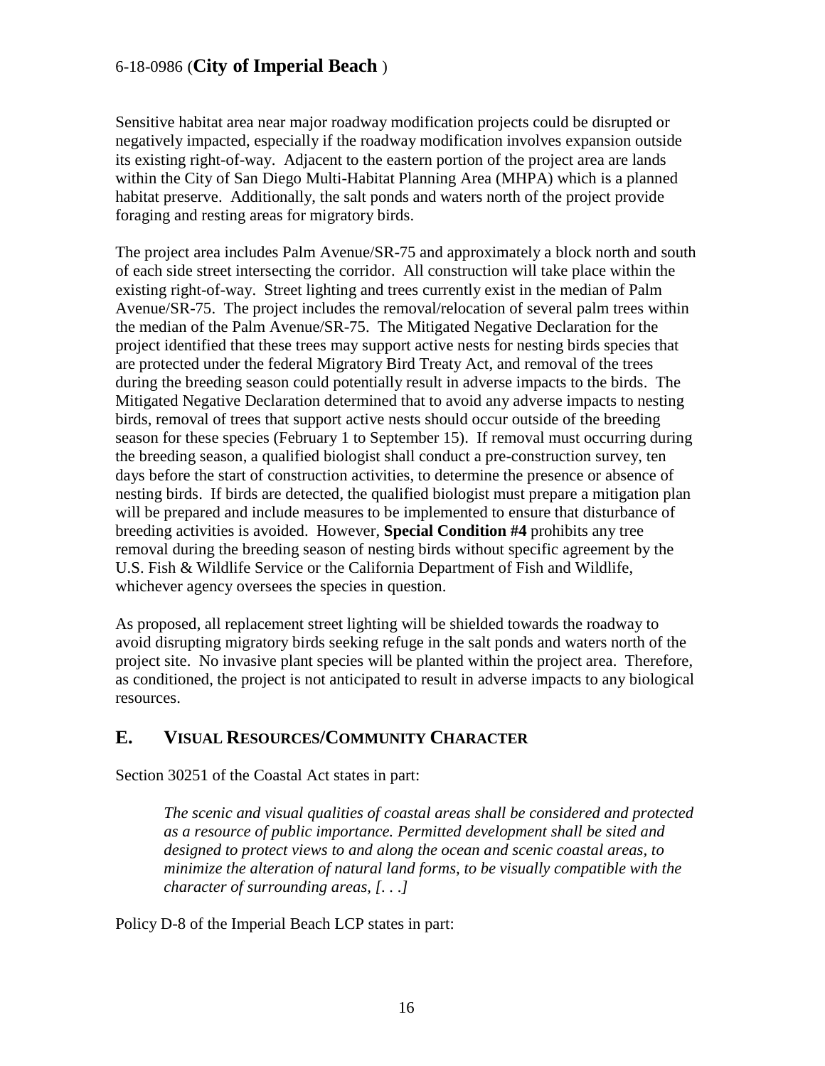Sensitive habitat area near major roadway modification projects could be disrupted or negatively impacted, especially if the roadway modification involves expansion outside its existing right-of-way. Adjacent to the eastern portion of the project area are lands within the City of San Diego Multi-Habitat Planning Area (MHPA) which is a planned habitat preserve. Additionally, the salt ponds and waters north of the project provide foraging and resting areas for migratory birds.

The project area includes Palm Avenue/SR-75 and approximately a block north and south of each side street intersecting the corridor. All construction will take place within the existing right-of-way. Street lighting and trees currently exist in the median of Palm Avenue/SR-75. The project includes the removal/relocation of several palm trees within the median of the Palm Avenue/SR-75. The Mitigated Negative Declaration for the project identified that these trees may support active nests for nesting birds species that are protected under the federal Migratory Bird Treaty Act, and removal of the trees during the breeding season could potentially result in adverse impacts to the birds. The Mitigated Negative Declaration determined that to avoid any adverse impacts to nesting birds, removal of trees that support active nests should occur outside of the breeding season for these species (February 1 to September 15). If removal must occurring during the breeding season, a qualified biologist shall conduct a pre-construction survey, ten days before the start of construction activities, to determine the presence or absence of nesting birds. If birds are detected, the qualified biologist must prepare a mitigation plan will be prepared and include measures to be implemented to ensure that disturbance of breeding activities is avoided. However, **Special Condition #4** prohibits any tree removal during the breeding season of nesting birds without specific agreement by the U.S. Fish & Wildlife Service or the California Department of Fish and Wildlife, whichever agency oversees the species in question.

As proposed, all replacement street lighting will be shielded towards the roadway to avoid disrupting migratory birds seeking refuge in the salt ponds and waters north of the project site. No invasive plant species will be planted within the project area. Therefore, as conditioned, the project is not anticipated to result in adverse impacts to any biological resources.

## E. VISUAL RESOURCES/COMMUNITY CHARACTER

Section 30251 of the Coastal Act states in part:

> *The scenic and visual qualities of coastal areas shall be considered and protected as a resource of public importance. Permitted development shall be sited and designed to protect views to and along the ocean and scenic coastal areas, to minimize the alteration of natural land forms, to be visually compatible with the character of surrounding areas, [. . .]*

Policy D-8 of the Imperial Beach LCP states in part: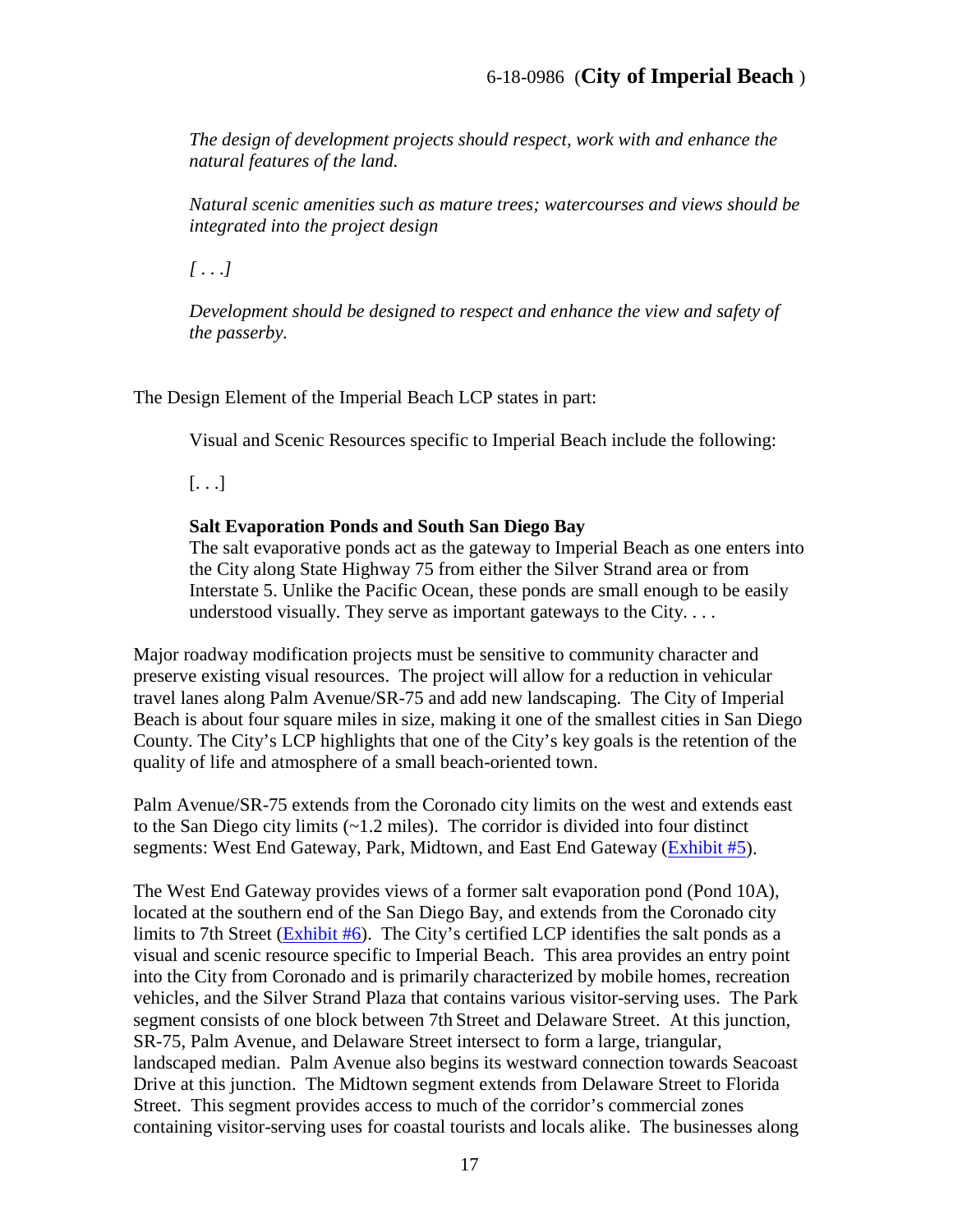*The design of development projects should respect, work with and enhance the natural features of the land.*

*Natural scenic amenities such as mature trees; watercourses and views should be integrated into the project design*

*[ . . .]*

*Development should be designed to respect and enhance the view and safety of the passerby.*

The Design Element of the Imperial Beach LCP states in part:

> Visual and Scenic Resources specific to Imperial Beach include the following:
>
> [. . .]
>
> **Salt Evaporation Ponds and South San Diego Bay**
> The salt evaporative ponds act as the gateway to Imperial Beach as one enters into the City along State Highway 75 from either the Silver Strand area or from Interstate 5. Unlike the Pacific Ocean, these ponds are small enough to be easily understood visually. They serve as important gateways to the City. . . .

Major roadway modification projects must be sensitive to community character and preserve existing visual resources. The project will allow for a reduction in vehicular travel lanes along Palm Avenue/SR-75 and add new landscaping. The City of Imperial Beach is about four square miles in size, making it one of the smallest cities in San Diego County. The City's LCP highlights that one of the City's key goals is the retention of the quality of life and atmosphere of a small beach-oriented town.

Palm Avenue/SR-75 extends from the Coronado city limits on the west and extends east to the San Diego city limits (~1.2 miles). The corridor is divided into four distinct segments: West End Gateway, Park, Midtown, and East End Gateway (Exhibit #5).

The West End Gateway provides views of a former salt evaporation pond (Pond 10A), located at the southern end of the San Diego Bay, and extends from the Coronado city limits to 7th Street (Exhibit #6). The City's certified LCP identifies the salt ponds as a visual and scenic resource specific to Imperial Beach. This area provides an entry point into the City from Coronado and is primarily characterized by mobile homes, recreation vehicles, and the Silver Strand Plaza that contains various visitor-serving uses. The Park segment consists of one block between 7th Street and Delaware Street. At this junction, SR-75, Palm Avenue, and Delaware Street intersect to form a large, triangular, landscaped median. Palm Avenue also begins its westward connection towards Seacoast Drive at this junction. The Midtown segment extends from Delaware Street to Florida Street. This segment provides access to much of the corridor's commercial zones containing visitor-serving uses for coastal tourists and locals alike. The businesses along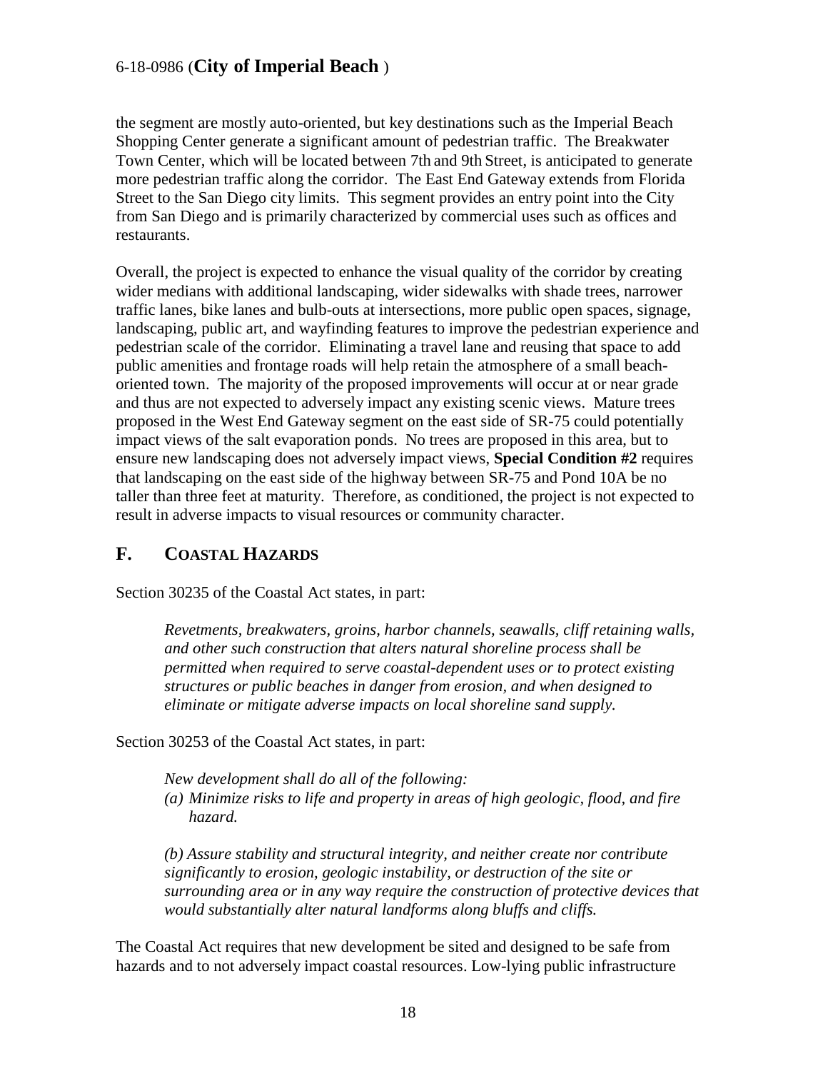the segment are mostly auto-oriented, but key destinations such as the Imperial Beach Shopping Center generate a significant amount of pedestrian traffic. The Breakwater Town Center, which will be located between 7th and 9th Street, is anticipated to generate more pedestrian traffic along the corridor. The East End Gateway extends from Florida Street to the San Diego city limits. This segment provides an entry point into the City from San Diego and is primarily characterized by commercial uses such as offices and restaurants.

Overall, the project is expected to enhance the visual quality of the corridor by creating wider medians with additional landscaping, wider sidewalks with shade trees, narrower traffic lanes, bike lanes and bulb-outs at intersections, more public open spaces, signage, landscaping, public art, and wayfinding features to improve the pedestrian experience and pedestrian scale of the corridor. Eliminating a travel lane and reusing that space to add public amenities and frontage roads will help retain the atmosphere of a small beach-oriented town. The majority of the proposed improvements will occur at or near grade and thus are not expected to adversely impact any existing scenic views. Mature trees proposed in the West End Gateway segment on the east side of SR-75 could potentially impact views of the salt evaporation ponds. No trees are proposed in this area, but to ensure new landscaping does not adversely impact views, **Special Condition #2** requires that landscaping on the east side of the highway between SR-75 and Pond 10A be no taller than three feet at maturity. Therefore, as conditioned, the project is not expected to result in adverse impacts to visual resources or community character.

## F. COASTAL HAZARDS

Section 30235 of the Coastal Act states, in part:

> *Revetments, breakwaters, groins, harbor channels, seawalls, cliff retaining walls, and other such construction that alters natural shoreline process shall be permitted when required to serve coastal-dependent uses or to protect existing structures or public beaches in danger from erosion, and when designed to eliminate or mitigate adverse impacts on local shoreline sand supply.*

Section 30253 of the Coastal Act states, in part:

> *New development shall do all of the following:*
>
> *(a) Minimize risks to life and property in areas of high geologic, flood, and fire hazard.*
>
> *(b) Assure stability and structural integrity, and neither create nor contribute significantly to erosion, geologic instability, or destruction of the site or surrounding area or in any way require the construction of protective devices that would substantially alter natural landforms along bluffs and cliffs.*

The Coastal Act requires that new development be sited and designed to be safe from hazards and to not adversely impact coastal resources. Low-lying public infrastructure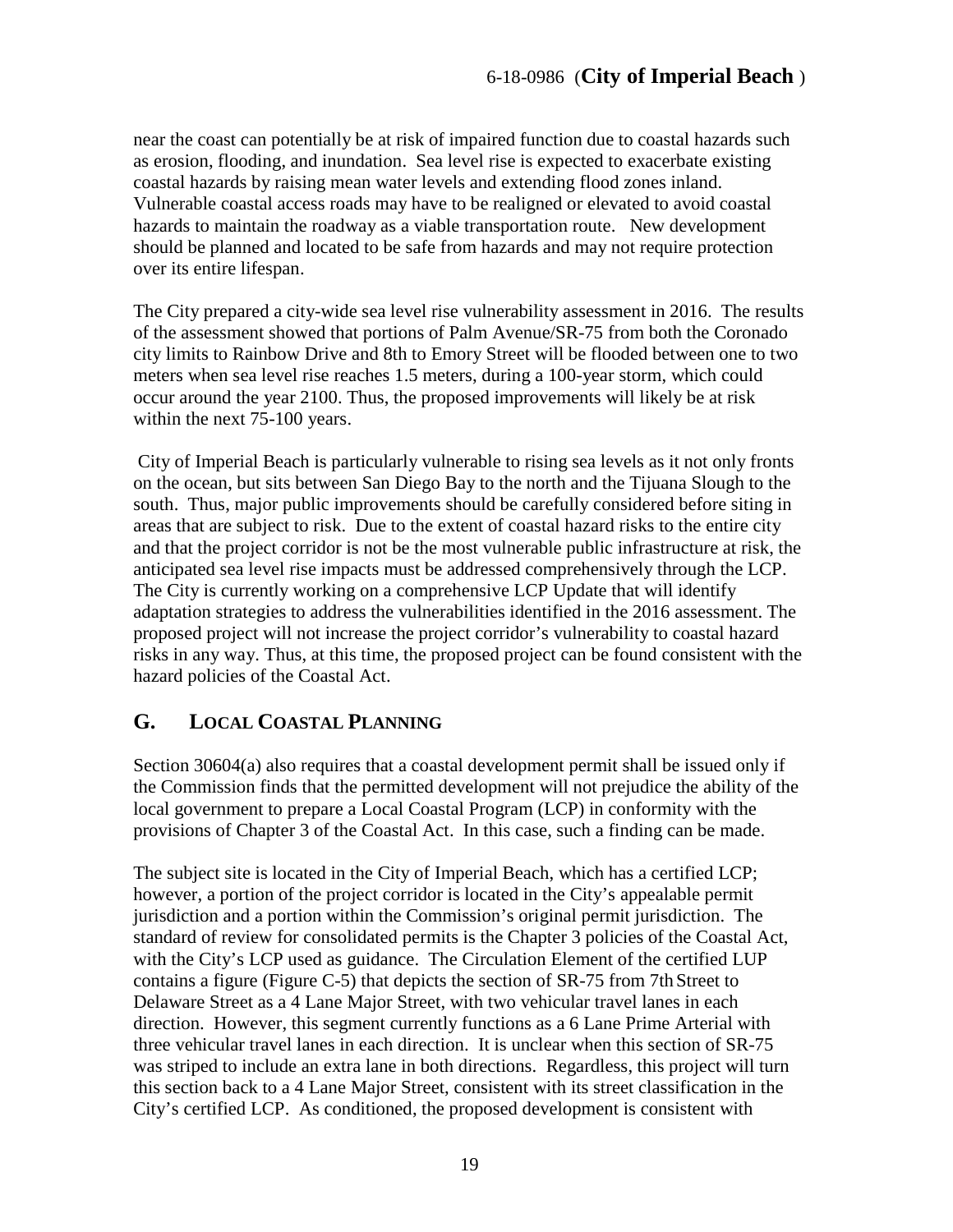near the coast can potentially be at risk of impaired function due to coastal hazards such as erosion, flooding, and inundation. Sea level rise is expected to exacerbate existing coastal hazards by raising mean water levels and extending flood zones inland. Vulnerable coastal access roads may have to be realigned or elevated to avoid coastal hazards to maintain the roadway as a viable transportation route. New development should be planned and located to be safe from hazards and may not require protection over its entire lifespan.

The City prepared a city-wide sea level rise vulnerability assessment in 2016. The results of the assessment showed that portions of Palm Avenue/SR-75 from both the Coronado city limits to Rainbow Drive and 8th to Emory Street will be flooded between one to two meters when sea level rise reaches 1.5 meters, during a 100-year storm, which could occur around the year 2100. Thus, the proposed improvements will likely be at risk within the next 75-100 years.

City of Imperial Beach is particularly vulnerable to rising sea levels as it not only fronts on the ocean, but sits between San Diego Bay to the north and the Tijuana Slough to the south. Thus, major public improvements should be carefully considered before siting in areas that are subject to risk. Due to the extent of coastal hazard risks to the entire city and that the project corridor is not be the most vulnerable public infrastructure at risk, the anticipated sea level rise impacts must be addressed comprehensively through the LCP. The City is currently working on a comprehensive LCP Update that will identify adaptation strategies to address the vulnerabilities identified in the 2016 assessment. The proposed project will not increase the project corridor's vulnerability to coastal hazard risks in any way. Thus, at this time, the proposed project can be found consistent with the hazard policies of the Coastal Act.

## G. LOCAL COASTAL PLANNING

Section 30604(a) also requires that a coastal development permit shall be issued only if the Commission finds that the permitted development will not prejudice the ability of the local government to prepare a Local Coastal Program (LCP) in conformity with the provisions of Chapter 3 of the Coastal Act. In this case, such a finding can be made.

The subject site is located in the City of Imperial Beach, which has a certified LCP; however, a portion of the project corridor is located in the City's appealable permit jurisdiction and a portion within the Commission's original permit jurisdiction. The standard of review for consolidated permits is the Chapter 3 policies of the Coastal Act, with the City's LCP used as guidance. The Circulation Element of the certified LUP contains a figure (Figure C-5) that depicts the section of SR-75 from 7th Street to Delaware Street as a 4 Lane Major Street, with two vehicular travel lanes in each direction. However, this segment currently functions as a 6 Lane Prime Arterial with three vehicular travel lanes in each direction. It is unclear when this section of SR-75 was striped to include an extra lane in both directions. Regardless, this project will turn this section back to a 4 Lane Major Street, consistent with its street classification in the City's certified LCP. As conditioned, the proposed development is consistent with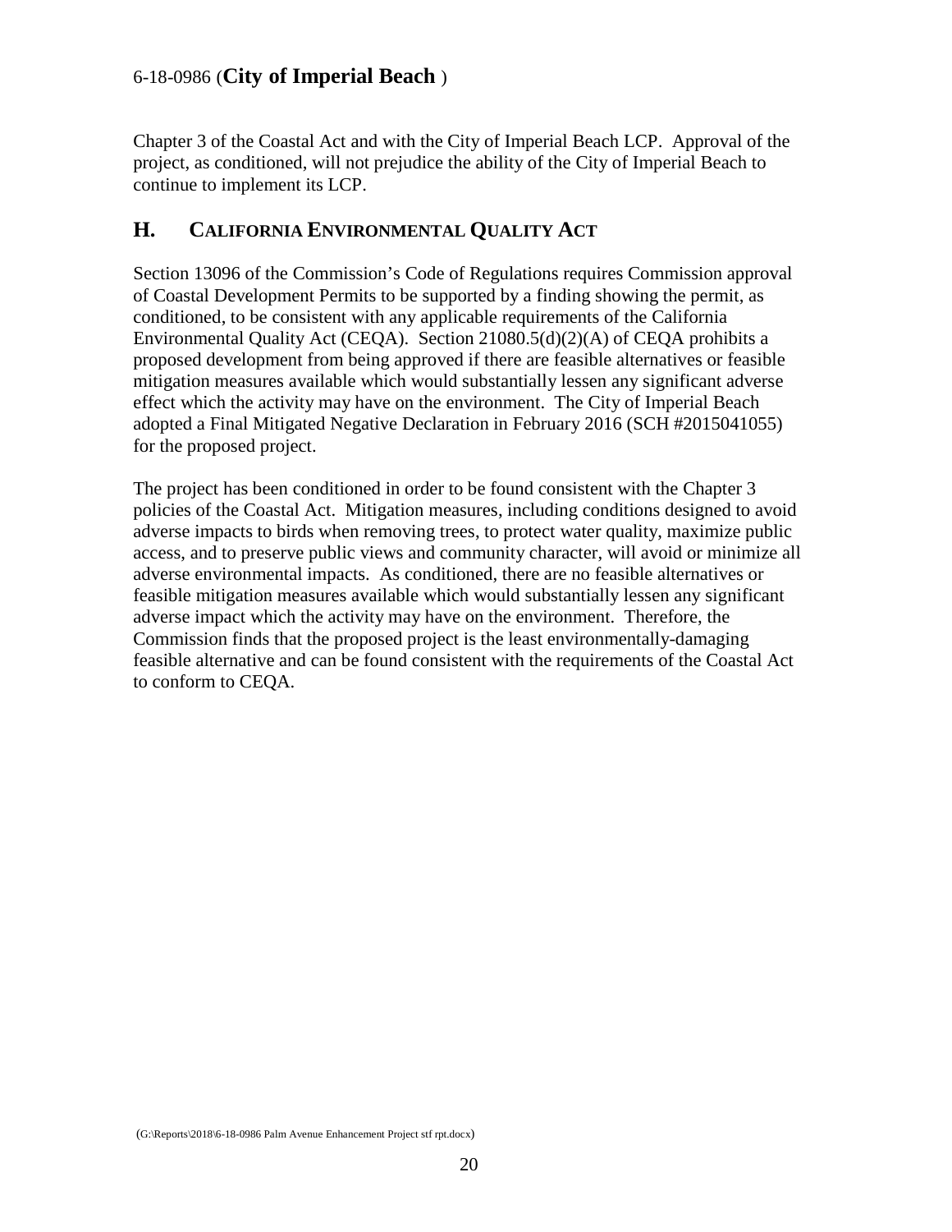Chapter 3 of the Coastal Act and with the City of Imperial Beach LCP. Approval of the project, as conditioned, will not prejudice the ability of the City of Imperial Beach to continue to implement its LCP.

## H. California Environmental Quality Act

Section 13096 of the Commission's Code of Regulations requires Commission approval of Coastal Development Permits to be supported by a finding showing the permit, as conditioned, to be consistent with any applicable requirements of the California Environmental Quality Act (CEQA). Section 21080.5(d)(2)(A) of CEQA prohibits a proposed development from being approved if there are feasible alternatives or feasible mitigation measures available which would substantially lessen any significant adverse effect which the activity may have on the environment. The City of Imperial Beach adopted a Final Mitigated Negative Declaration in February 2016 (SCH #2015041055) for the proposed project.

The project has been conditioned in order to be found consistent with the Chapter 3 policies of the Coastal Act. Mitigation measures, including conditions designed to avoid adverse impacts to birds when removing trees, to protect water quality, maximize public access, and to preserve public views and community character, will avoid or minimize all adverse environmental impacts. As conditioned, there are no feasible alternatives or feasible mitigation measures available which would substantially lessen any significant adverse impact which the activity may have on the environment. Therefore, the Commission finds that the proposed project is the least environmentally-damaging feasible alternative and can be found consistent with the requirements of the Coastal Act to conform to CEQA.

(G:\Reports\2018\6-18-0986 Palm Avenue Enhancement Project stf rpt.docx)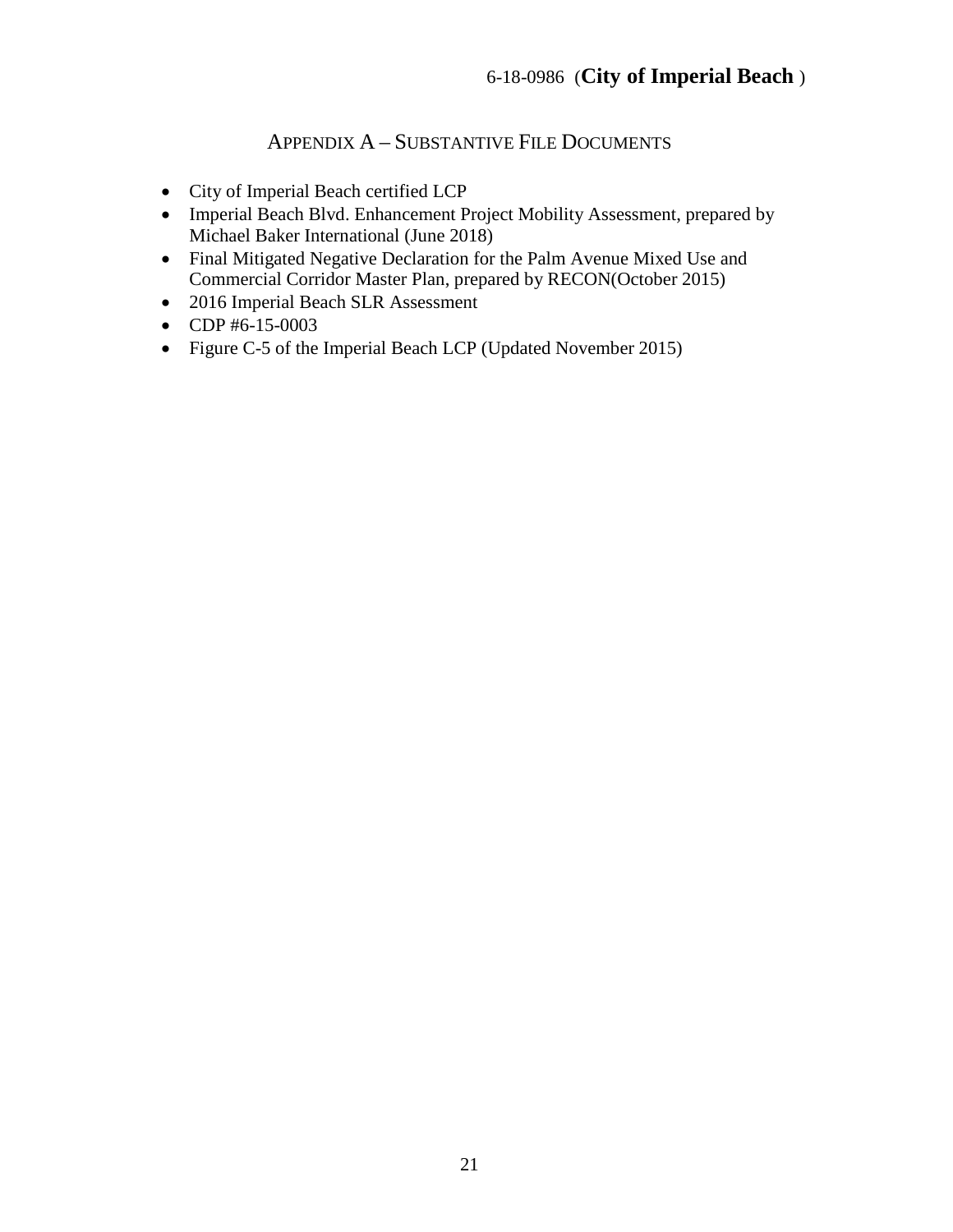## Appendix A – Substantive File Documents

- City of Imperial Beach certified LCP
- Imperial Beach Blvd. Enhancement Project Mobility Assessment, prepared by Michael Baker International (June 2018)
- Final Mitigated Negative Declaration for the Palm Avenue Mixed Use and Commercial Corridor Master Plan, prepared by RECON(October 2015)
- 2016 Imperial Beach SLR Assessment
- CDP #6-15-0003
- Figure C-5 of the Imperial Beach LCP (Updated November 2015)